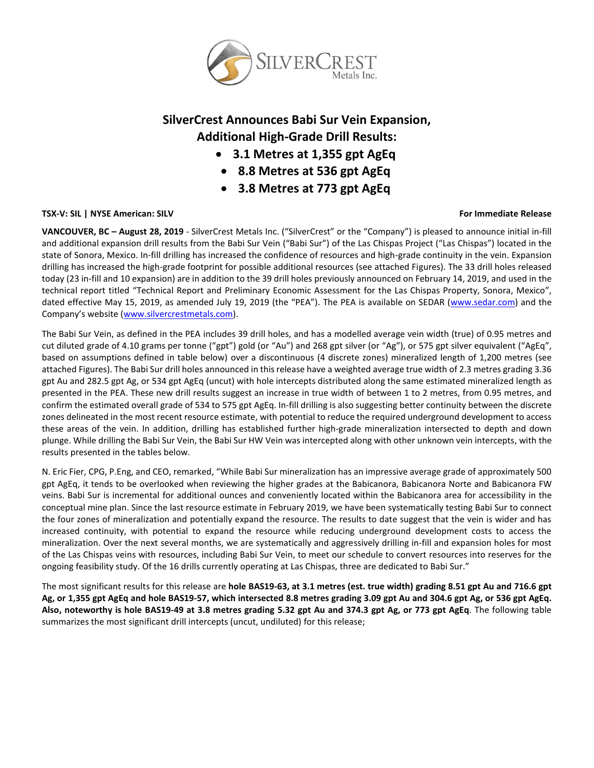# SilverCrest Announces Babi Sur Vein Expansion, Additional High-Grade Drill Results:

- **3.1 Metres at 1,355 gpt AgEq**
- **8.8 Metres at 536 gpt AgEq**
- **3.8 Metres at 773 gpt AgEq**

**TSX-V: SIL | NYSE American: SILV** **For Immediate Release**

**VANCOUVER, BC – August 28, 2019** - SilverCrest Metals Inc. ("SilverCrest" or the "Company") is pleased to announce initial in-fill and additional expansion drill results from the Babi Sur Vein ("Babi Sur") of the Las Chispas Project ("Las Chispas") located in the state of Sonora, Mexico. In-fill drilling has increased the confidence of resources and high-grade continuity in the vein. Expansion drilling has increased the high-grade footprint for possible additional resources (see attached Figures). The 33 drill holes released today (23 in-fill and 10 expansion) are in addition to the 39 drill holes previously announced on February 14, 2019, and used in the technical report titled "Technical Report and Preliminary Economic Assessment for the Las Chispas Property, Sonora, Mexico", dated effective May 15, 2019, as amended July 19, 2019 (the "PEA"). The PEA is available on SEDAR (www.sedar.com) and the Company's website (www.silvercrestmetals.com).

The Babi Sur Vein, as defined in the PEA includes 39 drill holes, and has a modelled average vein width (true) of 0.95 metres and cut diluted grade of 4.10 grams per tonne ("gpt") gold (or "Au") and 268 gpt silver (or "Ag"), or 575 gpt silver equivalent ("AgEq", based on assumptions defined in table below) over a discontinuous (4 discrete zones) mineralized length of 1,200 metres (see attached Figures). The Babi Sur drill holes announced in this release have a weighted average true width of 2.3 metres grading 3.36 gpt Au and 282.5 gpt Ag, or 534 gpt AgEq (uncut) with hole intercepts distributed along the same estimated mineralized length as presented in the PEA. These new drill results suggest an increase in true width of between 1 to 2 metres, from 0.95 metres, and confirm the estimated overall grade of 534 to 575 gpt AgEq. In-fill drilling is also suggesting better continuity between the discrete zones delineated in the most recent resource estimate, with potential to reduce the required underground development to access these areas of the vein. In addition, drilling has established further high-grade mineralization intersected to depth and down plunge. While drilling the Babi Sur Vein, the Babi Sur HW Vein was intercepted along with other unknown vein intercepts, with the results presented in the tables below.

N. Eric Fier, CPG, P.Eng, and CEO, remarked, "While Babi Sur mineralization has an impressive average grade of approximately 500 gpt AgEq, it tends to be overlooked when reviewing the higher grades at the Babicanora, Babicanora Norte and Babicanora FW veins. Babi Sur is incremental for additional ounces and conveniently located within the Babicanora area for accessibility in the conceptual mine plan. Since the last resource estimate in February 2019, we have been systematically testing Babi Sur to connect the four zones of mineralization and potentially expand the resource. The results to date suggest that the vein is wider and has increased continuity, with potential to expand the resource while reducing underground development costs to access the mineralization. Over the next several months, we are systematically and aggressively drilling in-fill and expansion holes for most of the Las Chispas veins with resources, including Babi Sur Vein, to meet our schedule to convert resources into reserves for the ongoing feasibility study. Of the 16 drills currently operating at Las Chispas, three are dedicated to Babi Sur."

The most significant results for this release are **hole BAS19-63, at 3.1 metres (est. true width) grading 8.51 gpt Au and 716.6 gpt Ag, or 1,355 gpt AgEq and hole BAS19-57, which intersected 8.8 metres grading 3.09 gpt Au and 304.6 gpt Ag, or 536 gpt AgEq. Also, noteworthy is hole BAS19-49 at 3.8 metres grading 5.32 gpt Au and 374.3 gpt Ag, or 773 gpt AgEq**. The following table summarizes the most significant drill intercepts (uncut, undiluted) for this release;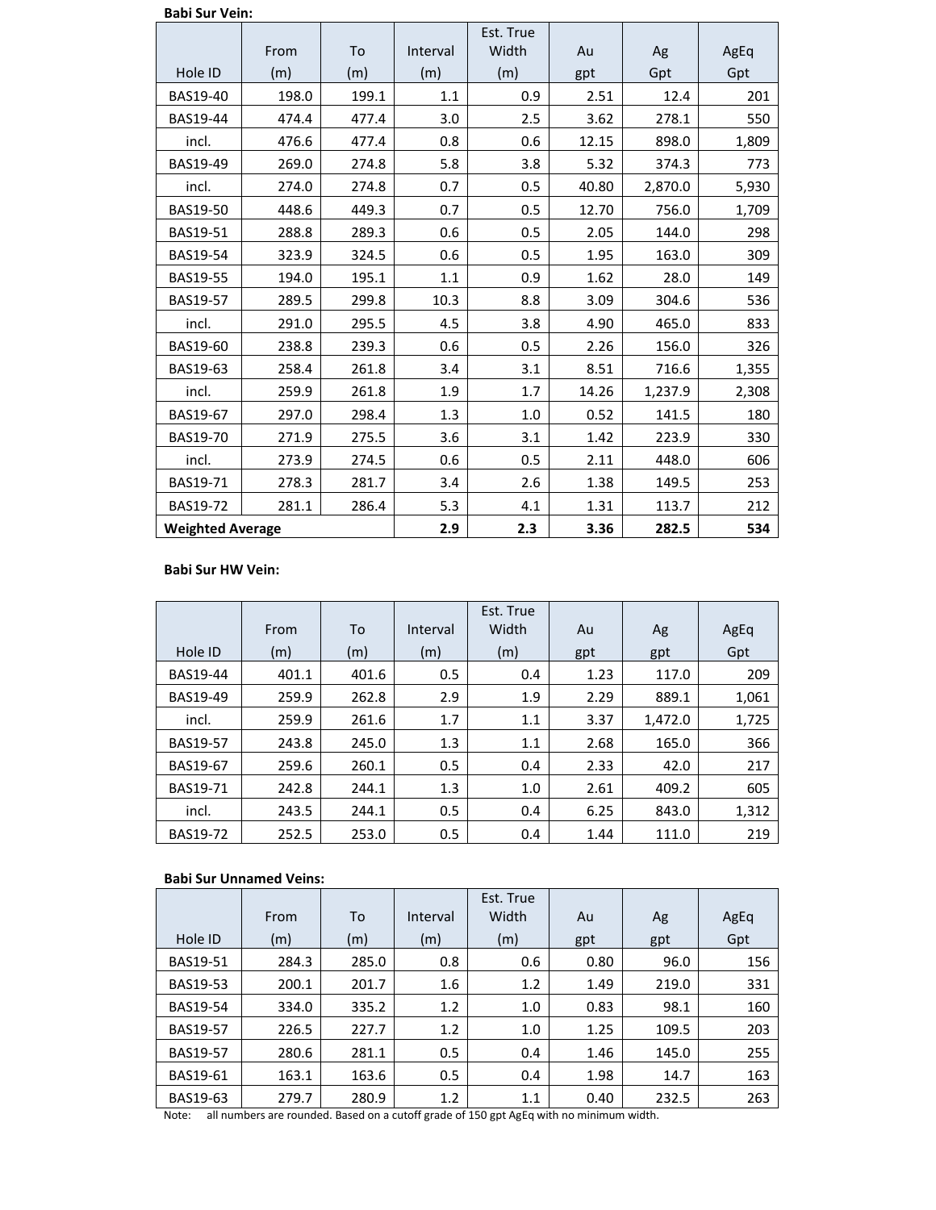**Babi Sur Vein:**

| Hole ID | From (m) | To (m) | Interval (m) | Est. True Width (m) | Au gpt | Ag Gpt | AgEq Gpt |
|---|---|---|---|---|---|---|---|
| BAS19-40 | 198.0 | 199.1 | 1.1 | 0.9 | 2.51 | 12.4 | 201 |
| BAS19-44 | 474.4 | 477.4 | 3.0 | 2.5 | 3.62 | 278.1 | 550 |
| incl. | 476.6 | 477.4 | 0.8 | 0.6 | 12.15 | 898.0 | 1,809 |
| BAS19-49 | 269.0 | 274.8 | 5.8 | 3.8 | 5.32 | 374.3 | 773 |
| incl. | 274.0 | 274.8 | 0.7 | 0.5 | 40.80 | 2,870.0 | 5,930 |
| BAS19-50 | 448.6 | 449.3 | 0.7 | 0.5 | 12.70 | 756.0 | 1,709 |
| BAS19-51 | 288.8 | 289.3 | 0.6 | 0.5 | 2.05 | 144.0 | 298 |
| BAS19-54 | 323.9 | 324.5 | 0.6 | 0.5 | 1.95 | 163.0 | 309 |
| BAS19-55 | 194.0 | 195.1 | 1.1 | 0.9 | 1.62 | 28.0 | 149 |
| BAS19-57 | 289.5 | 299.8 | 10.3 | 8.8 | 3.09 | 304.6 | 536 |
| incl. | 291.0 | 295.5 | 4.5 | 3.8 | 4.90 | 465.0 | 833 |
| BAS19-60 | 238.8 | 239.3 | 0.6 | 0.5 | 2.26 | 156.0 | 326 |
| BAS19-63 | 258.4 | 261.8 | 3.4 | 3.1 | 8.51 | 716.6 | 1,355 |
| incl. | 259.9 | 261.8 | 1.9 | 1.7 | 14.26 | 1,237.9 | 2,308 |
| BAS19-67 | 297.0 | 298.4 | 1.3 | 1.0 | 0.52 | 141.5 | 180 |
| BAS19-70 | 271.9 | 275.5 | 3.6 | 3.1 | 1.42 | 223.9 | 330 |
| incl. | 273.9 | 274.5 | 0.6 | 0.5 | 2.11 | 448.0 | 606 |
| BAS19-71 | 278.3 | 281.7 | 3.4 | 2.6 | 1.38 | 149.5 | 253 |
| BAS19-72 | 281.1 | 286.4 | 5.3 | 4.1 | 1.31 | 113.7 | 212 |
| **Weighted Average** | | | **2.9** | **2.3** | **3.36** | **282.5** | **534** |

**Babi Sur HW Vein:**

| Hole ID | From (m) | To (m) | Interval (m) | Est. True Width (m) | Au gpt | Ag gpt | AgEq Gpt |
|---|---|---|---|---|---|---|---|
| BAS19-44 | 401.1 | 401.6 | 0.5 | 0.4 | 1.23 | 117.0 | 209 |
| BAS19-49 | 259.9 | 262.8 | 2.9 | 1.9 | 2.29 | 889.1 | 1,061 |
| incl. | 259.9 | 261.6 | 1.7 | 1.1 | 3.37 | 1,472.0 | 1,725 |
| BAS19-57 | 243.8 | 245.0 | 1.3 | 1.1 | 2.68 | 165.0 | 366 |
| BAS19-67 | 259.6 | 260.1 | 0.5 | 0.4 | 2.33 | 42.0 | 217 |
| BAS19-71 | 242.8 | 244.1 | 1.3 | 1.0 | 2.61 | 409.2 | 605 |
| incl. | 243.5 | 244.1 | 0.5 | 0.4 | 6.25 | 843.0 | 1,312 |
| BAS19-72 | 252.5 | 253.0 | 0.5 | 0.4 | 1.44 | 111.0 | 219 |

**Babi Sur Unnamed Veins:**

| Hole ID | From (m) | To (m) | Interval (m) | Est. True Width (m) | Au gpt | Ag gpt | AgEq Gpt |
|---|---|---|---|---|---|---|---|
| BAS19-51 | 284.3 | 285.0 | 0.8 | 0.6 | 0.80 | 96.0 | 156 |
| BAS19-53 | 200.1 | 201.7 | 1.6 | 1.2 | 1.49 | 219.0 | 331 |
| BAS19-54 | 334.0 | 335.2 | 1.2 | 1.0 | 0.83 | 98.1 | 160 |
| BAS19-57 | 226.5 | 227.7 | 1.2 | 1.0 | 1.25 | 109.5 | 203 |
| BAS19-57 | 280.6 | 281.1 | 0.5 | 0.4 | 1.46 | 145.0 | 255 |
| BAS19-61 | 163.1 | 163.6 | 0.5 | 0.4 | 1.98 | 14.7 | 163 |
| BAS19-63 | 279.7 | 280.9 | 1.2 | 1.1 | 0.40 | 232.5 | 263 |

Note: all numbers are rounded. Based on a cutoff grade of 150 gpt AgEq with no minimum width.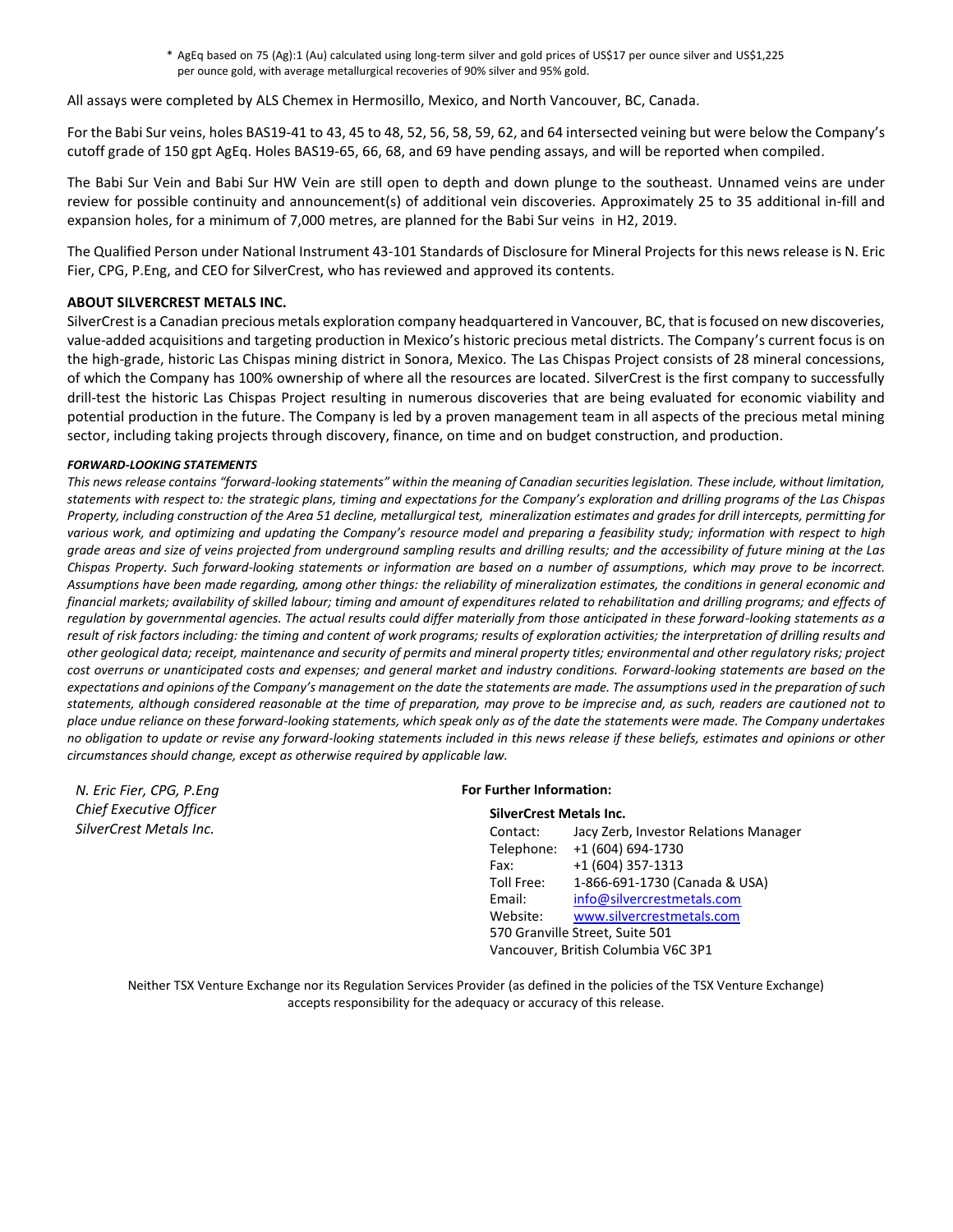\* AgEq based on 75 (Ag):1 (Au) calculated using long-term silver and gold prices of US$17 per ounce silver and US$1,225 per ounce gold, with average metallurgical recoveries of 90% silver and 95% gold.

All assays were completed by ALS Chemex in Hermosillo, Mexico, and North Vancouver, BC, Canada.

For the Babi Sur veins, holes BAS19-41 to 43, 45 to 48, 52, 56, 58, 59, 62, and 64 intersected veining but were below the Company's cutoff grade of 150 gpt AgEq. Holes BAS19-65, 66, 68, and 69 have pending assays, and will be reported when compiled.

The Babi Sur Vein and Babi Sur HW Vein are still open to depth and down plunge to the southeast. Unnamed veins are under review for possible continuity and announcement(s) of additional vein discoveries. Approximately 25 to 35 additional in-fill and expansion holes, for a minimum of 7,000 metres, are planned for the Babi Sur veins in H2, 2019.

The Qualified Person under National Instrument 43-101 Standards of Disclosure for Mineral Projects for this news release is N. Eric Fier, CPG, P.Eng, and CEO for SilverCrest, who has reviewed and approved its contents.

**ABOUT SILVERCREST METALS INC.**

SilverCrest is a Canadian precious metals exploration company headquartered in Vancouver, BC, that is focused on new discoveries, value-added acquisitions and targeting production in Mexico's historic precious metal districts. The Company's current focus is on the high-grade, historic Las Chispas mining district in Sonora, Mexico. The Las Chispas Project consists of 28 mineral concessions, of which the Company has 100% ownership of where all the resources are located. SilverCrest is the first company to successfully drill-test the historic Las Chispas Project resulting in numerous discoveries that are being evaluated for economic viability and potential production in the future. The Company is led by a proven management team in all aspects of the precious metal mining sector, including taking projects through discovery, finance, on time and on budget construction, and production.

***FORWARD-LOOKING STATEMENTS***

*This news release contains "forward-looking statements" within the meaning of Canadian securities legislation. These include, without limitation, statements with respect to: the strategic plans, timing and expectations for the Company's exploration and drilling programs of the Las Chispas Property, including construction of the Area 51 decline, metallurgical test, mineralization estimates and grades for drill intercepts, permitting for various work, and optimizing and updating the Company's resource model and preparing a feasibility study; information with respect to high grade areas and size of veins projected from underground sampling results and drilling results; and the accessibility of future mining at the Las Chispas Property. Such forward-looking statements or information are based on a number of assumptions, which may prove to be incorrect. Assumptions have been made regarding, among other things: the reliability of mineralization estimates, the conditions in general economic and financial markets; availability of skilled labour; timing and amount of expenditures related to rehabilitation and drilling programs; and effects of regulation by governmental agencies. The actual results could differ materially from those anticipated in these forward-looking statements as a result of risk factors including: the timing and content of work programs; results of exploration activities; the interpretation of drilling results and other geological data; receipt, maintenance and security of permits and mineral property titles; environmental and other regulatory risks; project cost overruns or unanticipated costs and expenses; and general market and industry conditions. Forward-looking statements are based on the expectations and opinions of the Company's management on the date the statements are made. The assumptions used in the preparation of such statements, although considered reasonable at the time of preparation, may prove to be imprecise and, as such, readers are cautioned not to place undue reliance on these forward-looking statements, which speak only as of the date the statements were made. The Company undertakes no obligation to update or revise any forward-looking statements included in this news release if these beliefs, estimates and opinions or other circumstances should change, except as otherwise required by applicable law.*

*N. Eric Fier, CPG, P.Eng*
*Chief Executive Officer*
*SilverCrest Metals Inc.*

**For Further Information:**

**SilverCrest Metals Inc.**

Contact: Jacy Zerb, Investor Relations Manager
Telephone: +1 (604) 694-1730
Fax: +1 (604) 357-1313
Toll Free: 1-866-691-1730 (Canada & USA)
Email: info@silvercrestmetals.com
Website: www.silvercrestmetals.com
570 Granville Street, Suite 501
Vancouver, British Columbia V6C 3P1

Neither TSX Venture Exchange nor its Regulation Services Provider (as defined in the policies of the TSX Venture Exchange) accepts responsibility for the adequacy or accuracy of this release.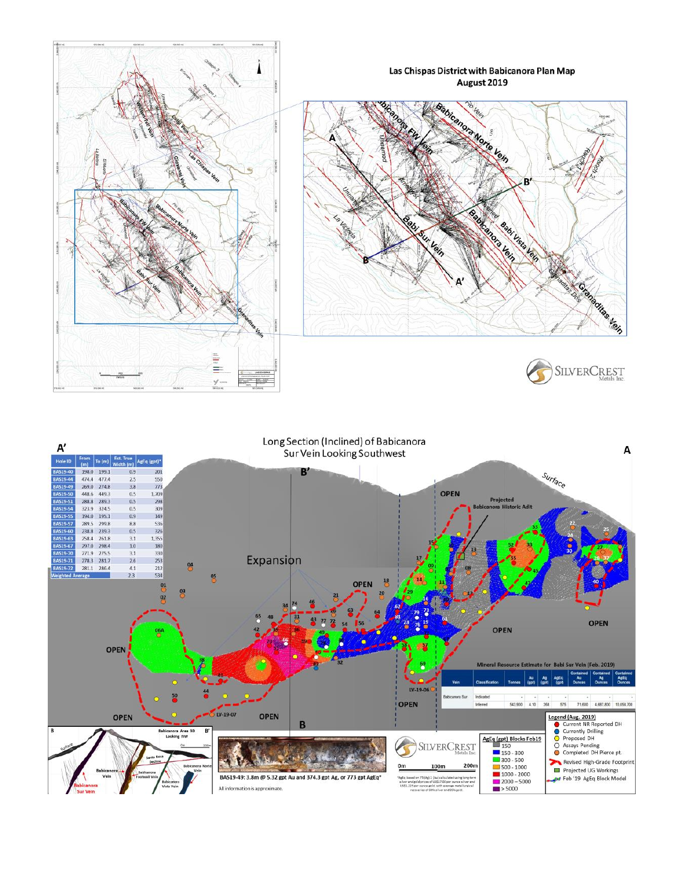## Las Chispas District with Babicanora Plan Map
## August 2019

## Long Section (Inclined) of Babicanora Sur Vein Looking Southwest

| Hole ID | From (m) | To (m) | Est. True Width (m) | AgEq (gpt)* |
|---|---|---|---|---|
| BAS19-40 | 198.0 | 199.1 | 0.9 | 201 |
| BAS19-44 | 474.4 | 477.4 | 2.5 | 550 |
| BAS19-49 | 269.0 | 274.8 | 3.8 | 773 |
| BAS19-50 | 448.6 | 449.3 | 0.5 | 1,709 |
| BAS19-51 | 288.8 | 289.3 | 0.5 | 298 |
| BAS19-54 | 323.9 | 324.5 | 0.5 | 309 |
| BAS19-55 | 194.0 | 195.1 | 0.9 | 149 |
| BAS19-57 | 289.5 | 299.8 | 8.8 | 536 |
| BAS19-60 | 238.8 | 239.3 | 0.5 | 326 |
| BAS19-63 | 258.4 | 261.8 | 3.1 | 1,355 |
| BAS19-67 | 297.0 | 298.4 | 1.0 | 180 |
| BAS19-70 | 271.9 | 275.5 | 3.1 | 330 |
| BAS19-71 | 278.3 | 281.7 | 2.6 | 253 |
| BAS19-72 | 281.1 | 286.4 | 4.1 | 212 |
| Weighted Average | | | 2.3 | 534 |

Mineral Resource Estimate for Babi Sur Vein (Feb. 2019)

| Vein | Classification | Tonnes | Au (gpt) | Ag (gpt) | AgEq (gpt) | Contained Au Ounces | Contained Ag Ounces | Contained AgEq Ounces |
|---|---|---|---|---|---|---|---|---|
| Babicanora Sur | Indicated | - | - | - | - | - | - | - |
| | Inferred | 543,900 | 4.10 | 268 | 575 | 71,600 | 4,687,800 | 10,058,700 |

Legend (Aug. 2019)
- Current NR Reported DH
- Currently Drilling
- Proposed DH
- Assays Pending
- Completed DH Pierce pt.
- Revised High-Grade Footprint
- Projected UG Workings
- Feb '19 AgEq Block Model

AgEq (gpt) Blocks Feb19
- 150
- 150 - 300
- 300 - 500
- 500 - 1000
- 1000 - 2000
- 2000 – 5000
- > 5000

BAS19-49: 3.8m @ 5.32 gpt Au and 374.3 gpt Ag, or 773 gpt AgEq*

All information is approximate.

*AgEq based on 75(Ag):1 (Au) calculated using long-term silver and gold prices of US$17.00 per ounce silver and US$1,225 per ounce gold, with average metallurgical recoveries of 94% silver and 96% gold.